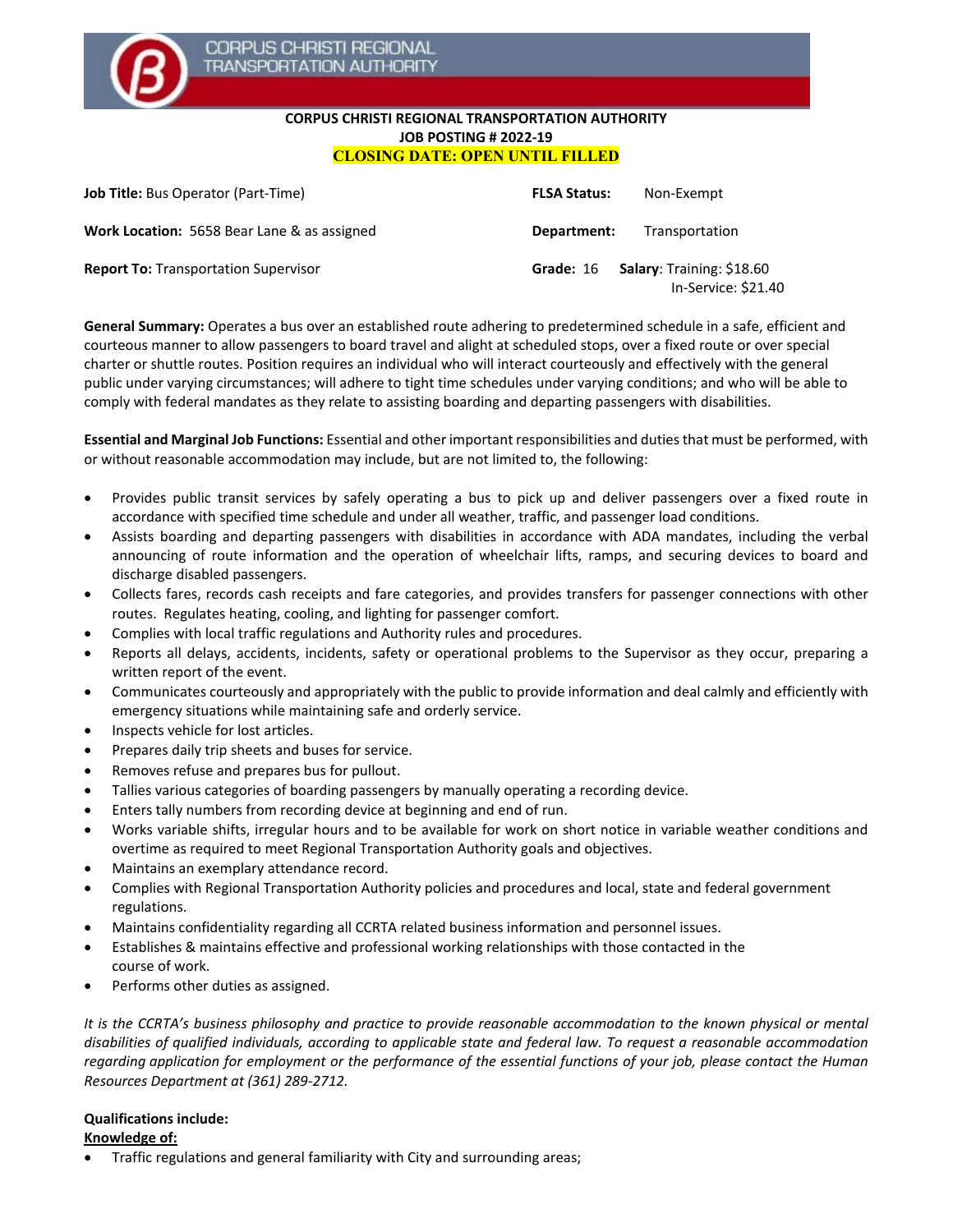CORPUS CHRISTI REGIONAL TRANSPORTATION AUTHORITY

**CORPUS CHRISTI REGIONAL TRANSPORTATION AUTHORITY**
**JOB POSTING # 2022-19**
**CLOSING DATE: OPEN UNTIL FILLED**

| | |
|---|---|
| **Job Title:** Bus Operator (Part-Time) | **FLSA Status:** Non-Exempt |
| **Work Location:** 5658 Bear Lane & as assigned | **Department:** Transportation |
| **Report To:** Transportation Supervisor | **Grade:** 16 **Salary**: Training: $18.60 In-Service: $21.40 |

**General Summary:** Operates a bus over an established route adhering to predetermined schedule in a safe, efficient and courteous manner to allow passengers to board travel and alight at scheduled stops, over a fixed route or over special charter or shuttle routes. Position requires an individual who will interact courteously and effectively with the general public under varying circumstances; will adhere to tight time schedules under varying conditions; and who will be able to comply with federal mandates as they relate to assisting boarding and departing passengers with disabilities.

**Essential and Marginal Job Functions:** Essential and other important responsibilities and duties that must be performed, with or without reasonable accommodation may include, but are not limited to, the following:

- Provides public transit services by safely operating a bus to pick up and deliver passengers over a fixed route in accordance with specified time schedule and under all weather, traffic, and passenger load conditions.
- Assists boarding and departing passengers with disabilities in accordance with ADA mandates, including the verbal announcing of route information and the operation of wheelchair lifts, ramps, and securing devices to board and discharge disabled passengers.
- Collects fares, records cash receipts and fare categories, and provides transfers for passenger connections with other routes. Regulates heating, cooling, and lighting for passenger comfort.
- Complies with local traffic regulations and Authority rules and procedures.
- Reports all delays, accidents, incidents, safety or operational problems to the Supervisor as they occur, preparing a written report of the event.
- Communicates courteously and appropriately with the public to provide information and deal calmly and efficiently with emergency situations while maintaining safe and orderly service.
- Inspects vehicle for lost articles.
- Prepares daily trip sheets and buses for service.
- Removes refuse and prepares bus for pullout.
- Tallies various categories of boarding passengers by manually operating a recording device.
- Enters tally numbers from recording device at beginning and end of run.
- Works variable shifts, irregular hours and to be available for work on short notice in variable weather conditions and overtime as required to meet Regional Transportation Authority goals and objectives.
- Maintains an exemplary attendance record.
- Complies with Regional Transportation Authority policies and procedures and local, state and federal government regulations.
- Maintains confidentiality regarding all CCRTA related business information and personnel issues.
- Establishes & maintains effective and professional working relationships with those contacted in the course of work.
- Performs other duties as assigned.

*It is the CCRTA's business philosophy and practice to provide reasonable accommodation to the known physical or mental disabilities of qualified individuals, according to applicable state and federal law. To request a reasonable accommodation regarding application for employment or the performance of the essential functions of your job, please contact the Human Resources Department at (361) 289-2712.*

**Qualifications include:**

**Knowledge of:**

- Traffic regulations and general familiarity with City and surrounding areas;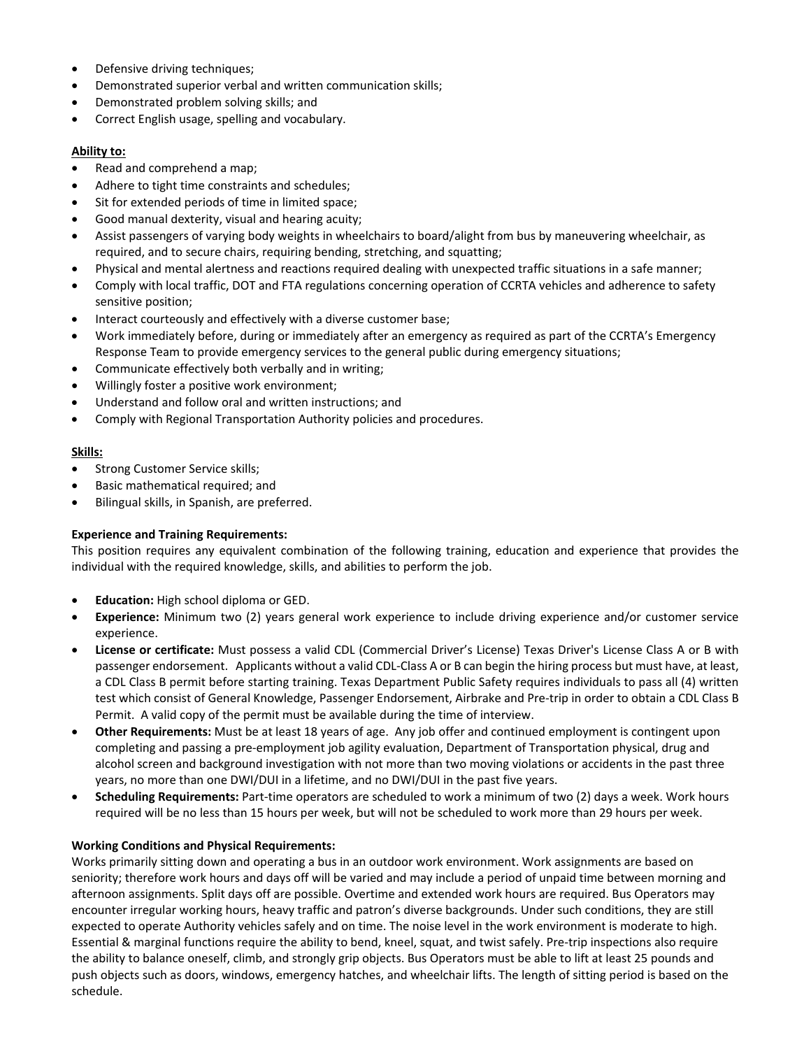- Defensive driving techniques;
- Demonstrated superior verbal and written communication skills;
- Demonstrated problem solving skills; and
- Correct English usage, spelling and vocabulary.

**Ability to:**

- Read and comprehend a map;
- Adhere to tight time constraints and schedules;
- Sit for extended periods of time in limited space;
- Good manual dexterity, visual and hearing acuity;
- Assist passengers of varying body weights in wheelchairs to board/alight from bus by maneuvering wheelchair, as required, and to secure chairs, requiring bending, stretching, and squatting;
- Physical and mental alertness and reactions required dealing with unexpected traffic situations in a safe manner;
- Comply with local traffic, DOT and FTA regulations concerning operation of CCRTA vehicles and adherence to safety sensitive position;
- Interact courteously and effectively with a diverse customer base;
- Work immediately before, during or immediately after an emergency as required as part of the CCRTA's Emergency Response Team to provide emergency services to the general public during emergency situations;
- Communicate effectively both verbally and in writing;
- Willingly foster a positive work environment;
- Understand and follow oral and written instructions; and
- Comply with Regional Transportation Authority policies and procedures.

**Skills:**

- Strong Customer Service skills;
- Basic mathematical required; and
- Bilingual skills, in Spanish, are preferred.

**Experience and Training Requirements:**

This position requires any equivalent combination of the following training, education and experience that provides the individual with the required knowledge, skills, and abilities to perform the job.

- **Education:** High school diploma or GED.
- **Experience:** Minimum two (2) years general work experience to include driving experience and/or customer service experience.
- **License or certificate:** Must possess a valid CDL (Commercial Driver's License) Texas Driver's License Class A or B with passenger endorsement. Applicants without a valid CDL-Class A or B can begin the hiring process but must have, at least, a CDL Class B permit before starting training. Texas Department Public Safety requires individuals to pass all (4) written test which consist of General Knowledge, Passenger Endorsement, Airbrake and Pre-trip in order to obtain a CDL Class B Permit. A valid copy of the permit must be available during the time of interview.
- **Other Requirements:** Must be at least 18 years of age. Any job offer and continued employment is contingent upon completing and passing a pre-employment job agility evaluation, Department of Transportation physical, drug and alcohol screen and background investigation with not more than two moving violations or accidents in the past three years, no more than one DWI/DUI in a lifetime, and no DWI/DUI in the past five years.
- **Scheduling Requirements:** Part-time operators are scheduled to work a minimum of two (2) days a week. Work hours required will be no less than 15 hours per week, but will not be scheduled to work more than 29 hours per week.

**Working Conditions and Physical Requirements:**

Works primarily sitting down and operating a bus in an outdoor work environment. Work assignments are based on seniority; therefore work hours and days off will be varied and may include a period of unpaid time between morning and afternoon assignments. Split days off are possible. Overtime and extended work hours are required. Bus Operators may encounter irregular working hours, heavy traffic and patron's diverse backgrounds. Under such conditions, they are still expected to operate Authority vehicles safely and on time. The noise level in the work environment is moderate to high. Essential & marginal functions require the ability to bend, kneel, squat, and twist safely. Pre-trip inspections also require the ability to balance oneself, climb, and strongly grip objects. Bus Operators must be able to lift at least 25 pounds and push objects such as doors, windows, emergency hatches, and wheelchair lifts. The length of sitting period is based on the schedule.